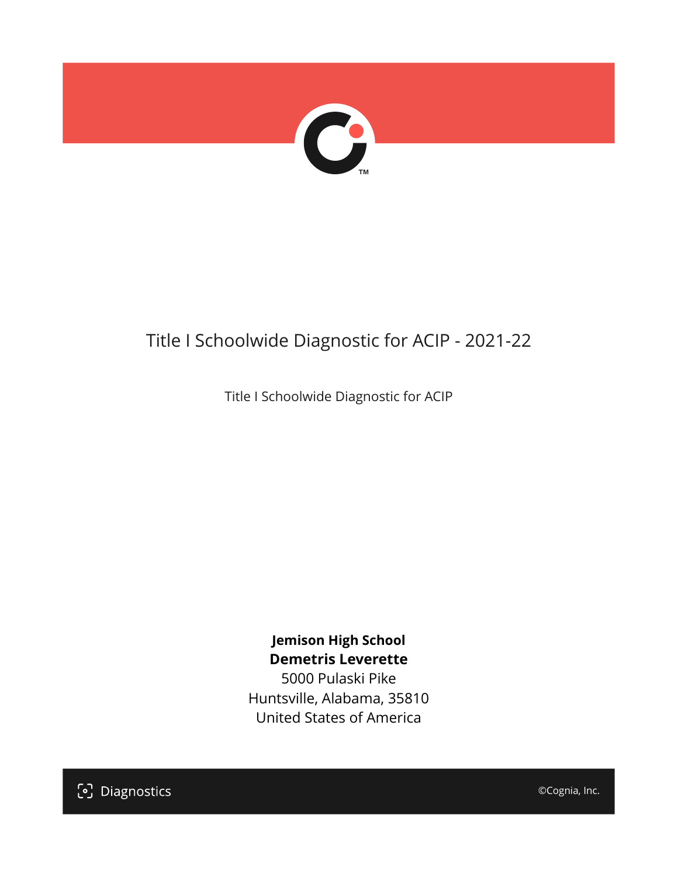# Title I Schoolwide Diagnostic for ACIP - 2021-22

Title I Schoolwide Diagnostic for ACIP

**Jemison High School**
**Demetris Leverette**
5000 Pulaski Pike
Huntsville, Alabama, 35810
United States of America

Diagnostics

©Cognia, Inc.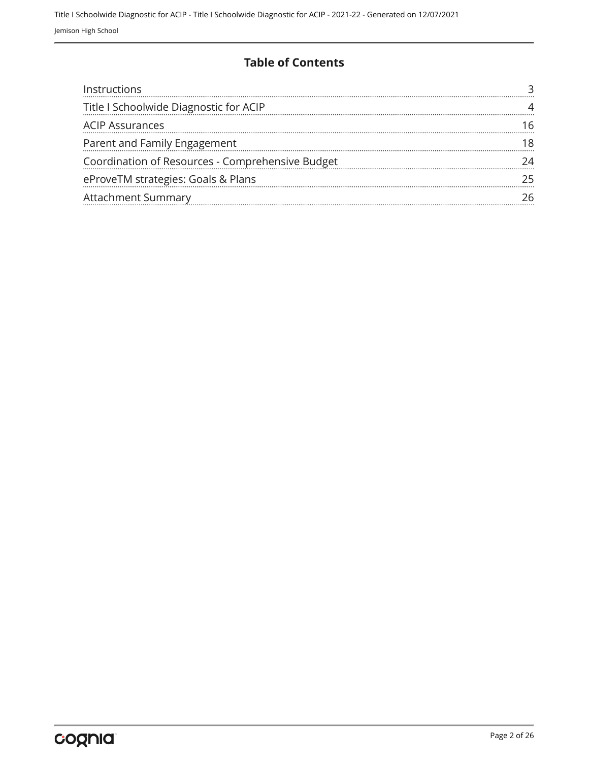# Table of Contents

| | |
|---|---|
| Instructions | 3 |
| Title I Schoolwide Diagnostic for ACIP | 4 |
| ACIP Assurances | 16 |
| Parent and Family Engagement | 18 |
| Coordination of Resources - Comprehensive Budget | 24 |
| eProveTM strategies: Goals & Plans | 25 |
| Attachment Summary | 26 |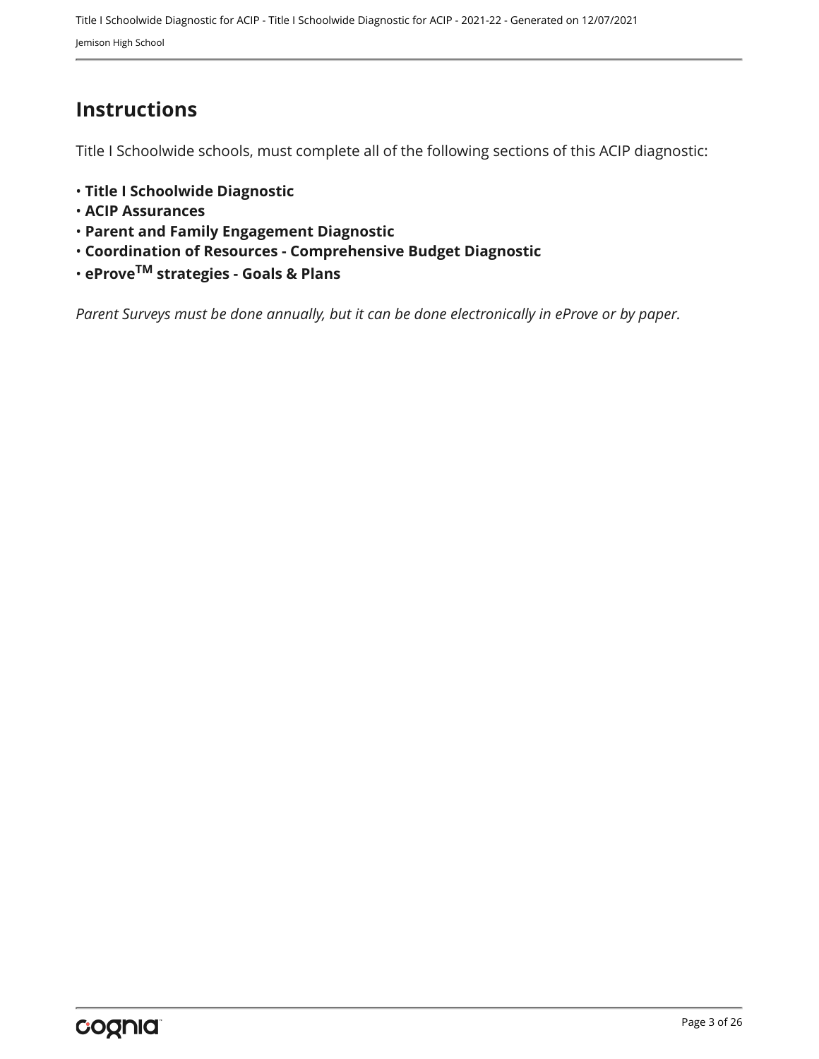# Instructions

Title I Schoolwide schools, must complete all of the following sections of this ACIP diagnostic:

- **Title I Schoolwide Diagnostic**
- **ACIP Assurances**
- **Parent and Family Engagement Diagnostic**
- **Coordination of Resources - Comprehensive Budget Diagnostic**
- **eProve$^{TM}$ strategies - Goals & Plans**

*Parent Surveys must be done annually, but it can be done electronically in eProve or by paper.*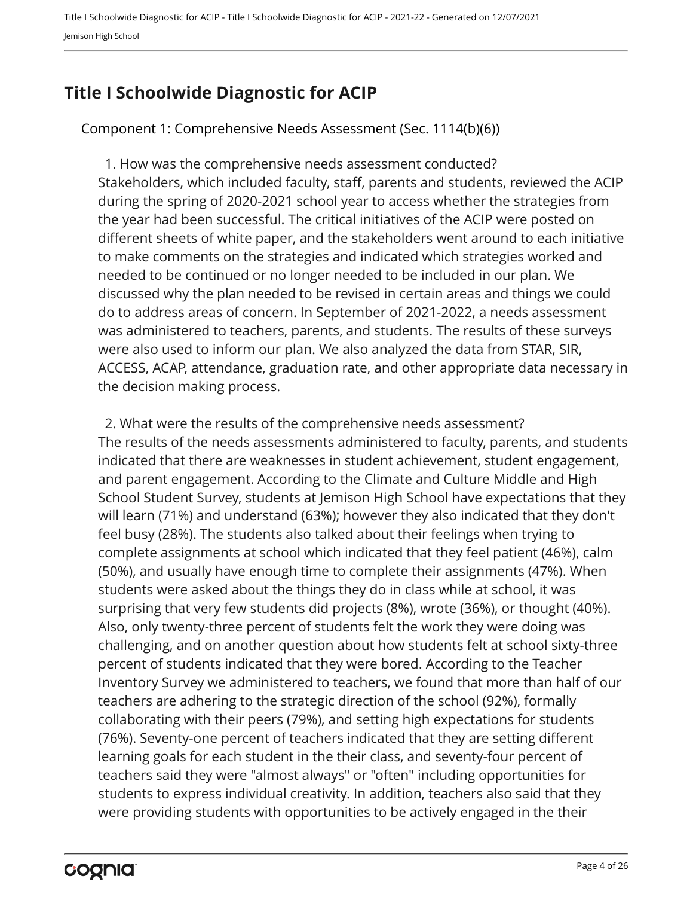# Title I Schoolwide Diagnostic for ACIP

Component 1: Comprehensive Needs Assessment (Sec. 1114(b)(6))

1. How was the comprehensive needs assessment conducted?

Stakeholders, which included faculty, staff, parents and students, reviewed the ACIP during the spring of 2020-2021 school year to access whether the strategies from the year had been successful. The critical initiatives of the ACIP were posted on different sheets of white paper, and the stakeholders went around to each initiative to make comments on the strategies and indicated which strategies worked and needed to be continued or no longer needed to be included in our plan. We discussed why the plan needed to be revised in certain areas and things we could do to address areas of concern. In September of 2021-2022, a needs assessment was administered to teachers, parents, and students. The results of these surveys were also used to inform our plan. We also analyzed the data from STAR, SIR, ACCESS, ACAP, attendance, graduation rate, and other appropriate data necessary in the decision making process.

2. What were the results of the comprehensive needs assessment?

The results of the needs assessments administered to faculty, parents, and students indicated that there are weaknesses in student achievement, student engagement, and parent engagement. According to the Climate and Culture Middle and High School Student Survey, students at Jemison High School have expectations that they will learn (71%) and understand (63%); however they also indicated that they don't feel busy (28%). The students also talked about their feelings when trying to complete assignments at school which indicated that they feel patient (46%), calm (50%), and usually have enough time to complete their assignments (47%). When students were asked about the things they do in class while at school, it was surprising that very few students did projects (8%), wrote (36%), or thought (40%). Also, only twenty-three percent of students felt the work they were doing was challenging, and on another question about how students felt at school sixty-three percent of students indicated that they were bored. According to the Teacher Inventory Survey we administered to teachers, we found that more than half of our teachers are adhering to the strategic direction of the school (92%), formally collaborating with their peers (79%), and setting high expectations for students (76%). Seventy-one percent of teachers indicated that they are setting different learning goals for each student in the their class, and seventy-four percent of teachers said they were "almost always" or "often" including opportunities for students to express individual creativity. In addition, teachers also said that they were providing students with opportunities to be actively engaged in the their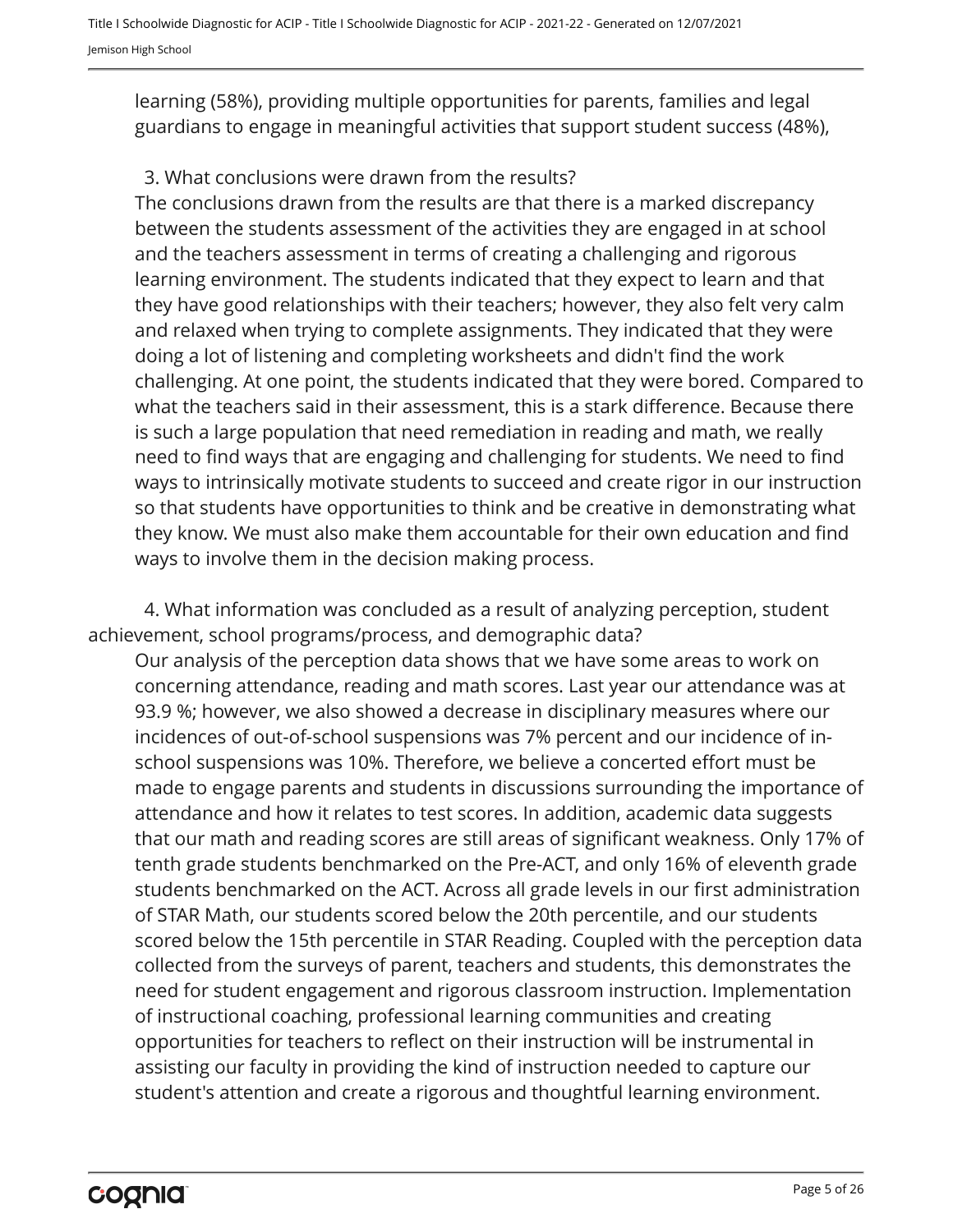learning (58%), providing multiple opportunities for parents, families and legal guardians to engage in meaningful activities that support student success (48%),

3. What conclusions were drawn from the results?

The conclusions drawn from the results are that there is a marked discrepancy between the students assessment of the activities they are engaged in at school and the teachers assessment in terms of creating a challenging and rigorous learning environment. The students indicated that they expect to learn and that they have good relationships with their teachers; however, they also felt very calm and relaxed when trying to complete assignments. They indicated that they were doing a lot of listening and completing worksheets and didn't find the work challenging. At one point, the students indicated that they were bored. Compared to what the teachers said in their assessment, this is a stark difference. Because there is such a large population that need remediation in reading and math, we really need to find ways that are engaging and challenging for students. We need to find ways to intrinsically motivate students to succeed and create rigor in our instruction so that students have opportunities to think and be creative in demonstrating what they know. We must also make them accountable for their own education and find ways to involve them in the decision making process.

4. What information was concluded as a result of analyzing perception, student achievement, school programs/process, and demographic data?

Our analysis of the perception data shows that we have some areas to work on concerning attendance, reading and math scores. Last year our attendance was at 93.9 %; however, we also showed a decrease in disciplinary measures where our incidences of out-of-school suspensions was 7% percent and our incidence of in-school suspensions was 10%. Therefore, we believe a concerted effort must be made to engage parents and students in discussions surrounding the importance of attendance and how it relates to test scores. In addition, academic data suggests that our math and reading scores are still areas of significant weakness. Only 17% of tenth grade students benchmarked on the Pre-ACT, and only 16% of eleventh grade students benchmarked on the ACT. Across all grade levels in our first administration of STAR Math, our students scored below the 20th percentile, and our students scored below the 15th percentile in STAR Reading. Coupled with the perception data collected from the surveys of parent, teachers and students, this demonstrates the need for student engagement and rigorous classroom instruction. Implementation of instructional coaching, professional learning communities and creating opportunities for teachers to reflect on their instruction will be instrumental in assisting our faculty in providing the kind of instruction needed to capture our student's attention and create a rigorous and thoughtful learning environment.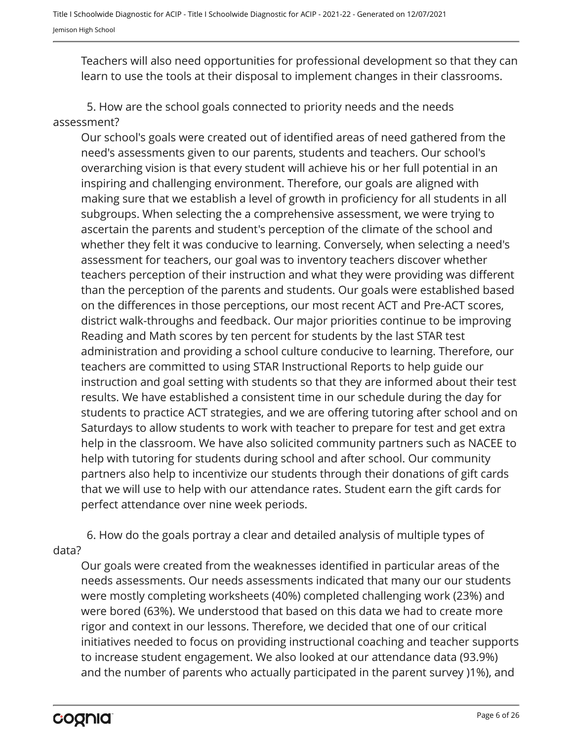Teachers will also need opportunities for professional development so that they can learn to use the tools at their disposal to implement changes in their classrooms.

5. How are the school goals connected to priority needs and the needs assessment?

Our school's goals were created out of identified areas of need gathered from the need's assessments given to our parents, students and teachers. Our school's overarching vision is that every student will achieve his or her full potential in an inspiring and challenging environment. Therefore, our goals are aligned with making sure that we establish a level of growth in proficiency for all students in all subgroups. When selecting the a comprehensive assessment, we were trying to ascertain the parents and student's perception of the climate of the school and whether they felt it was conducive to learning. Conversely, when selecting a need's assessment for teachers, our goal was to inventory teachers discover whether teachers perception of their instruction and what they were providing was different than the perception of the parents and students. Our goals were established based on the differences in those perceptions, our most recent ACT and Pre-ACT scores, district walk-throughs and feedback. Our major priorities continue to be improving Reading and Math scores by ten percent for students by the last STAR test administration and providing a school culture conducive to learning. Therefore, our teachers are committed to using STAR Instructional Reports to help guide our instruction and goal setting with students so that they are informed about their test results. We have established a consistent time in our schedule during the day for students to practice ACT strategies, and we are offering tutoring after school and on Saturdays to allow students to work with teacher to prepare for test and get extra help in the classroom. We have also solicited community partners such as NACEE to help with tutoring for students during school and after school. Our community partners also help to incentivize our students through their donations of gift cards that we will use to help with our attendance rates. Student earn the gift cards for perfect attendance over nine week periods.

6. How do the goals portray a clear and detailed analysis of multiple types of data?

Our goals were created from the weaknesses identified in particular areas of the needs assessments. Our needs assessments indicated that many our our students were mostly completing worksheets (40%) completed challenging work (23%) and were bored (63%). We understood that based on this data we had to create more rigor and context in our lessons. Therefore, we decided that one of our critical initiatives needed to focus on providing instructional coaching and teacher supports to increase student engagement. We also looked at our attendance data (93.9%) and the number of parents who actually participated in the parent survey )1%), and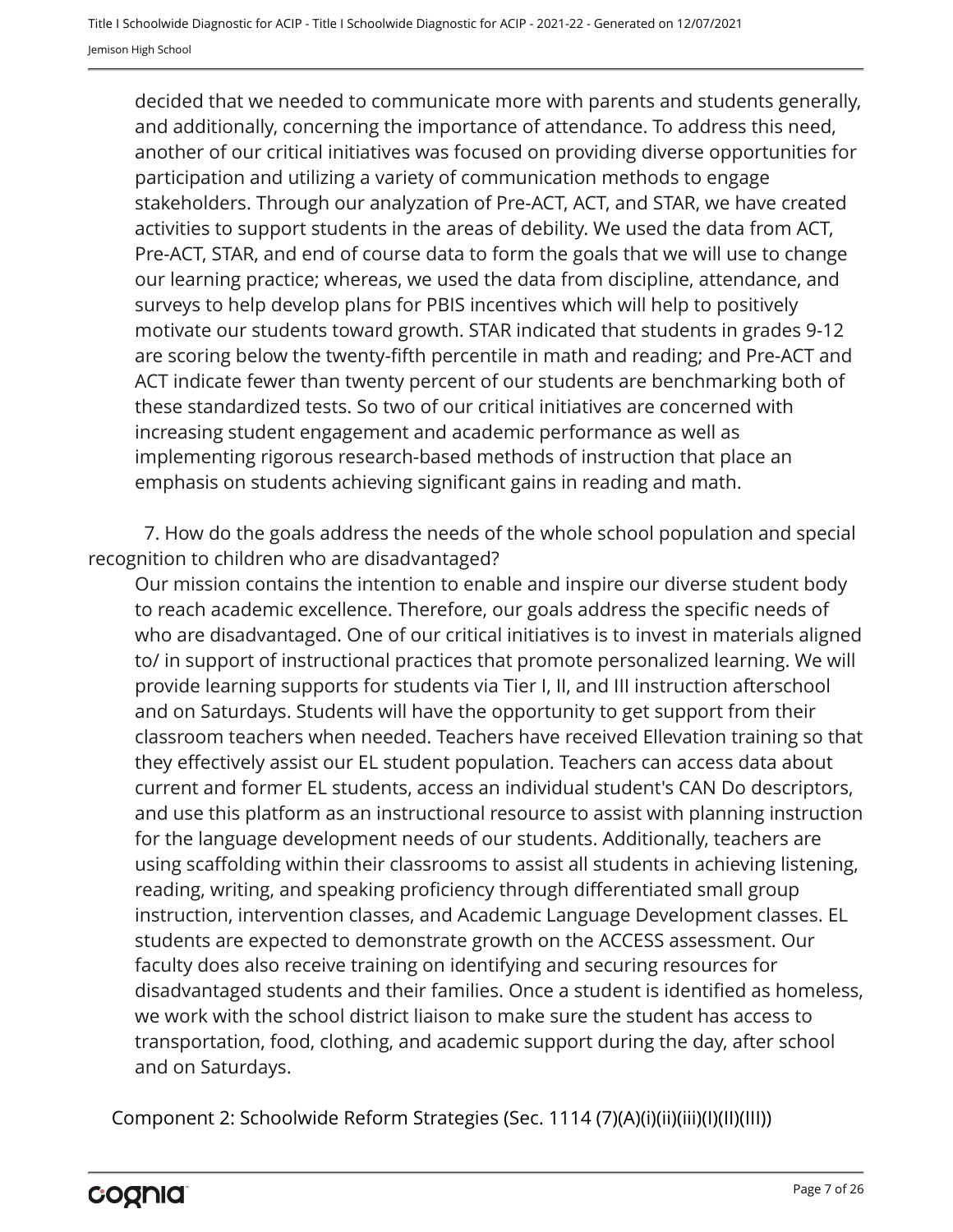decided that we needed to communicate more with parents and students generally, and additionally, concerning the importance of attendance. To address this need, another of our critical initiatives was focused on providing diverse opportunities for participation and utilizing a variety of communication methods to engage stakeholders. Through our analyzation of Pre-ACT, ACT, and STAR, we have created activities to support students in the areas of debility. We used the data from ACT, Pre-ACT, STAR, and end of course data to form the goals that we will use to change our learning practice; whereas, we used the data from discipline, attendance, and surveys to help develop plans for PBIS incentives which will help to positively motivate our students toward growth. STAR indicated that students in grades 9-12 are scoring below the twenty-fifth percentile in math and reading; and Pre-ACT and ACT indicate fewer than twenty percent of our students are benchmarking both of these standardized tests. So two of our critical initiatives are concerned with increasing student engagement and academic performance as well as implementing rigorous research-based methods of instruction that place an emphasis on students achieving significant gains in reading and math.

7. How do the goals address the needs of the whole school population and special recognition to children who are disadvantaged?

Our mission contains the intention to enable and inspire our diverse student body to reach academic excellence. Therefore, our goals address the specific needs of who are disadvantaged. One of our critical initiatives is to invest in materials aligned to/ in support of instructional practices that promote personalized learning. We will provide learning supports for students via Tier I, II, and III instruction afterschool and on Saturdays. Students will have the opportunity to get support from their classroom teachers when needed. Teachers have received Ellevation training so that they effectively assist our EL student population. Teachers can access data about current and former EL students, access an individual student's CAN Do descriptors, and use this platform as an instructional resource to assist with planning instruction for the language development needs of our students. Additionally, teachers are using scaffolding within their classrooms to assist all students in achieving listening, reading, writing, and speaking proficiency through differentiated small group instruction, intervention classes, and Academic Language Development classes. EL students are expected to demonstrate growth on the ACCESS assessment. Our faculty does also receive training on identifying and securing resources for disadvantaged students and their families. Once a student is identified as homeless, we work with the school district liaison to make sure the student has access to transportation, food, clothing, and academic support during the day, after school and on Saturdays.

Component 2: Schoolwide Reform Strategies (Sec. 1114 (7)(A)(i)(ii)(iii)(I)(II)(III))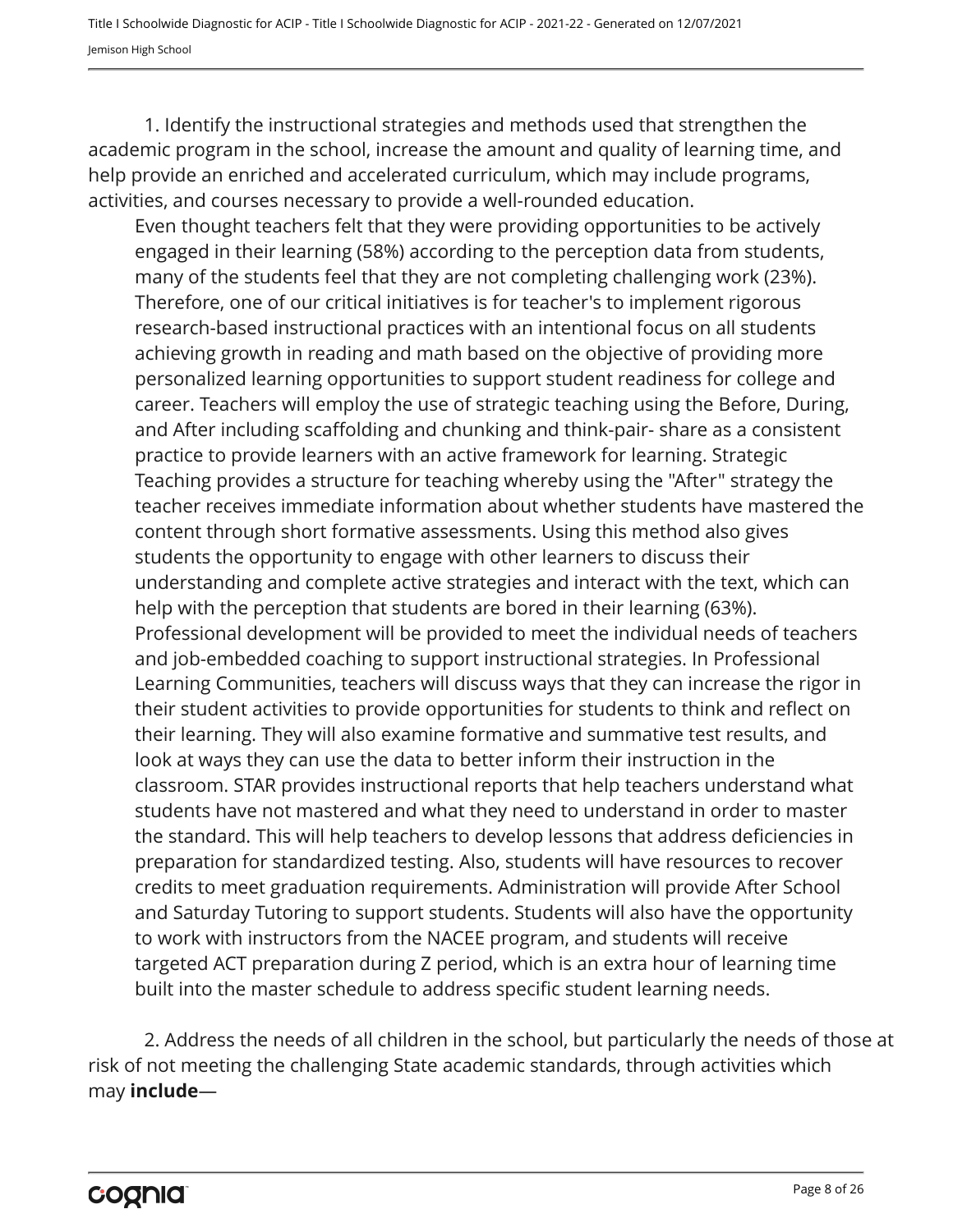1. Identify the instructional strategies and methods used that strengthen the academic program in the school, increase the amount and quality of learning time, and help provide an enriched and accelerated curriculum, which may include programs, activities, and courses necessary to provide a well-rounded education.

Even thought teachers felt that they were providing opportunities to be actively engaged in their learning (58%) according to the perception data from students, many of the students feel that they are not completing challenging work (23%). Therefore, one of our critical initiatives is for teacher's to implement rigorous research-based instructional practices with an intentional focus on all students achieving growth in reading and math based on the objective of providing more personalized learning opportunities to support student readiness for college and career. Teachers will employ the use of strategic teaching using the Before, During, and After including scaffolding and chunking and think-pair- share as a consistent practice to provide learners with an active framework for learning. Strategic Teaching provides a structure for teaching whereby using the "After" strategy the teacher receives immediate information about whether students have mastered the content through short formative assessments. Using this method also gives students the opportunity to engage with other learners to discuss their understanding and complete active strategies and interact with the text, which can help with the perception that students are bored in their learning (63%). Professional development will be provided to meet the individual needs of teachers and job-embedded coaching to support instructional strategies. In Professional Learning Communities, teachers will discuss ways that they can increase the rigor in their student activities to provide opportunities for students to think and reflect on their learning. They will also examine formative and summative test results, and look at ways they can use the data to better inform their instruction in the classroom. STAR provides instructional reports that help teachers understand what students have not mastered and what they need to understand in order to master the standard. This will help teachers to develop lessons that address deficiencies in preparation for standardized testing. Also, students will have resources to recover credits to meet graduation requirements. Administration will provide After School and Saturday Tutoring to support students. Students will also have the opportunity to work with instructors from the NACEE program, and students will receive targeted ACT preparation during Z period, which is an extra hour of learning time built into the master schedule to address specific student learning needs.

2. Address the needs of all children in the school, but particularly the needs of those at risk of not meeting the challenging State academic standards, through activities which may **include**—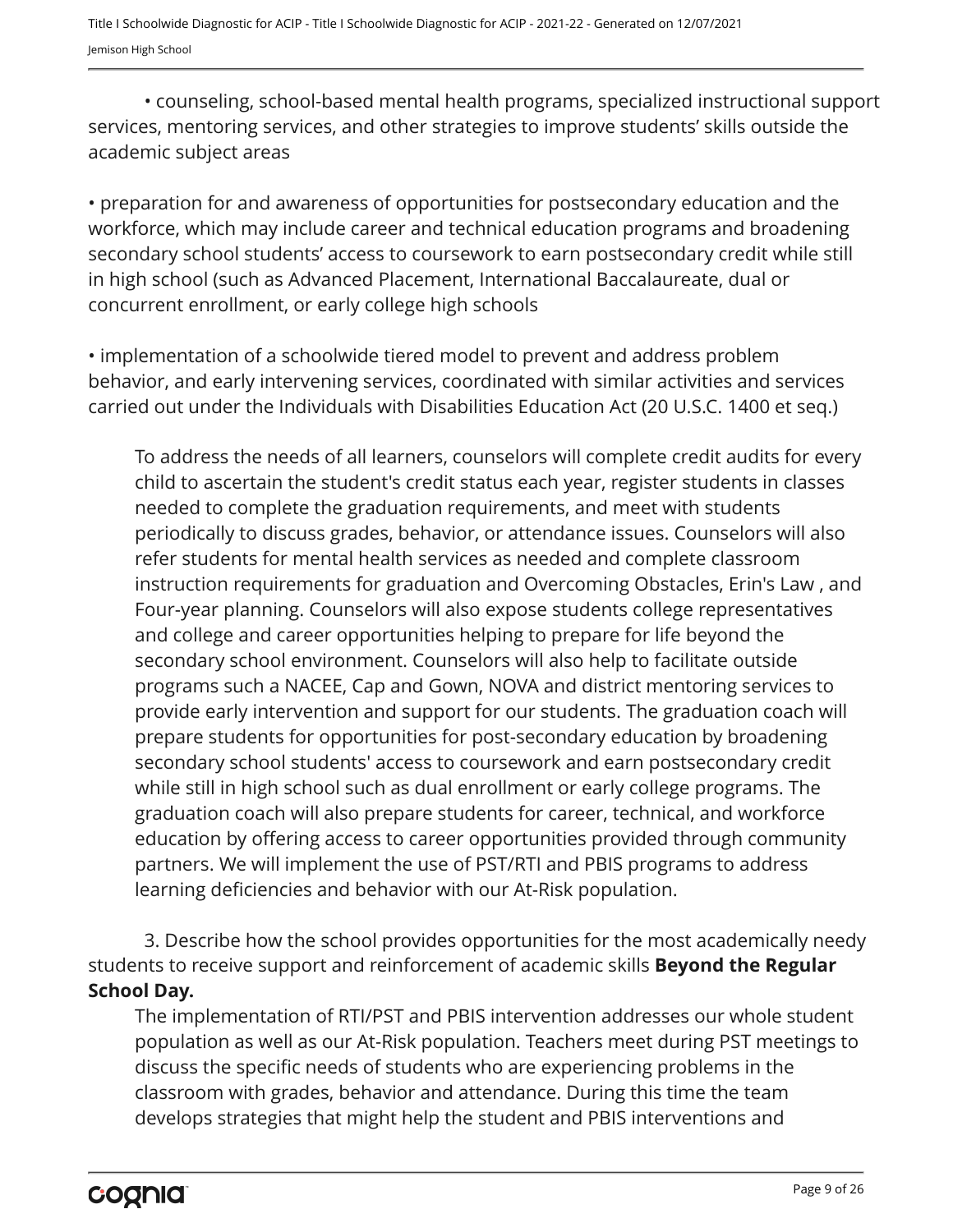• counseling, school-based mental health programs, specialized instructional support services, mentoring services, and other strategies to improve students' skills outside the academic subject areas

• preparation for and awareness of opportunities for postsecondary education and the workforce, which may include career and technical education programs and broadening secondary school students' access to coursework to earn postsecondary credit while still in high school (such as Advanced Placement, International Baccalaureate, dual or concurrent enrollment, or early college high schools

• implementation of a schoolwide tiered model to prevent and address problem behavior, and early intervening services, coordinated with similar activities and services carried out under the Individuals with Disabilities Education Act (20 U.S.C. 1400 et seq.)

To address the needs of all learners, counselors will complete credit audits for every child to ascertain the student's credit status each year, register students in classes needed to complete the graduation requirements, and meet with students periodically to discuss grades, behavior, or attendance issues. Counselors will also refer students for mental health services as needed and complete classroom instruction requirements for graduation and Overcoming Obstacles, Erin's Law , and Four-year planning. Counselors will also expose students college representatives and college and career opportunities helping to prepare for life beyond the secondary school environment. Counselors will also help to facilitate outside programs such a NACEE, Cap and Gown, NOVA and district mentoring services to provide early intervention and support for our students. The graduation coach will prepare students for opportunities for post-secondary education by broadening secondary school students' access to coursework and earn postsecondary credit while still in high school such as dual enrollment or early college programs. The graduation coach will also prepare students for career, technical, and workforce education by offering access to career opportunities provided through community partners. We will implement the use of PST/RTI and PBIS programs to address learning deficiencies and behavior with our At-Risk population.

3. Describe how the school provides opportunities for the most academically needy students to receive support and reinforcement of academic skills **Beyond the Regular School Day.**

The implementation of RTI/PST and PBIS intervention addresses our whole student population as well as our At-Risk population. Teachers meet during PST meetings to discuss the specific needs of students who are experiencing problems in the classroom with grades, behavior and attendance. During this time the team develops strategies that might help the student and PBIS interventions and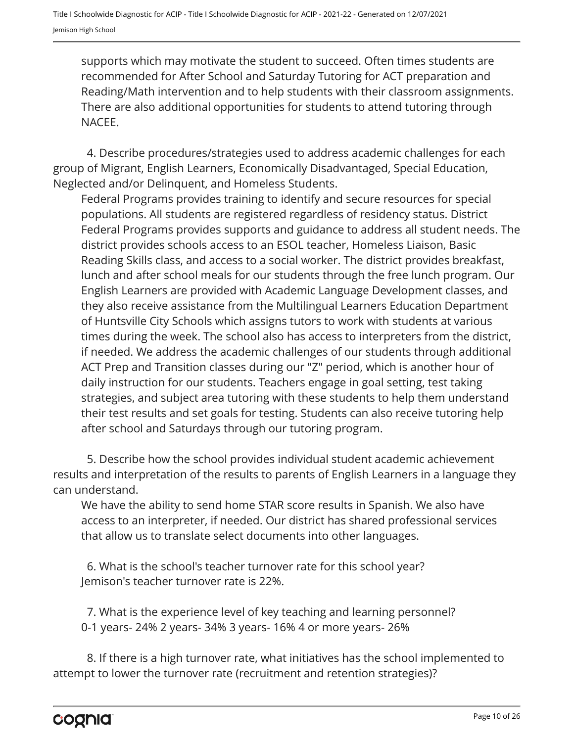supports which may motivate the student to succeed. Often times students are recommended for After School and Saturday Tutoring for ACT preparation and Reading/Math intervention and to help students with their classroom assignments. There are also additional opportunities for students to attend tutoring through NACEE.

4. Describe procedures/strategies used to address academic challenges for each group of Migrant, English Learners, Economically Disadvantaged, Special Education, Neglected and/or Delinquent, and Homeless Students.

Federal Programs provides training to identify and secure resources for special populations. All students are registered regardless of residency status. District Federal Programs provides supports and guidance to address all student needs. The district provides schools access to an ESOL teacher, Homeless Liaison, Basic Reading Skills class, and access to a social worker. The district provides breakfast, lunch and after school meals for our students through the free lunch program. Our English Learners are provided with Academic Language Development classes, and they also receive assistance from the Multilingual Learners Education Department of Huntsville City Schools which assigns tutors to work with students at various times during the week. The school also has access to interpreters from the district, if needed. We address the academic challenges of our students through additional ACT Prep and Transition classes during our "Z" period, which is another hour of daily instruction for our students. Teachers engage in goal setting, test taking strategies, and subject area tutoring with these students to help them understand their test results and set goals for testing. Students can also receive tutoring help after school and Saturdays through our tutoring program.

5. Describe how the school provides individual student academic achievement results and interpretation of the results to parents of English Learners in a language they can understand.

We have the ability to send home STAR score results in Spanish. We also have access to an interpreter, if needed. Our district has shared professional services that allow us to translate select documents into other languages.

6. What is the school's teacher turnover rate for this school year?

Jemison's teacher turnover rate is 22%.

7. What is the experience level of key teaching and learning personnel?

0-1 years- 24% 2 years- 34% 3 years- 16% 4 or more years- 26%

8. If there is a high turnover rate, what initiatives has the school implemented to attempt to lower the turnover rate (recruitment and retention strategies)?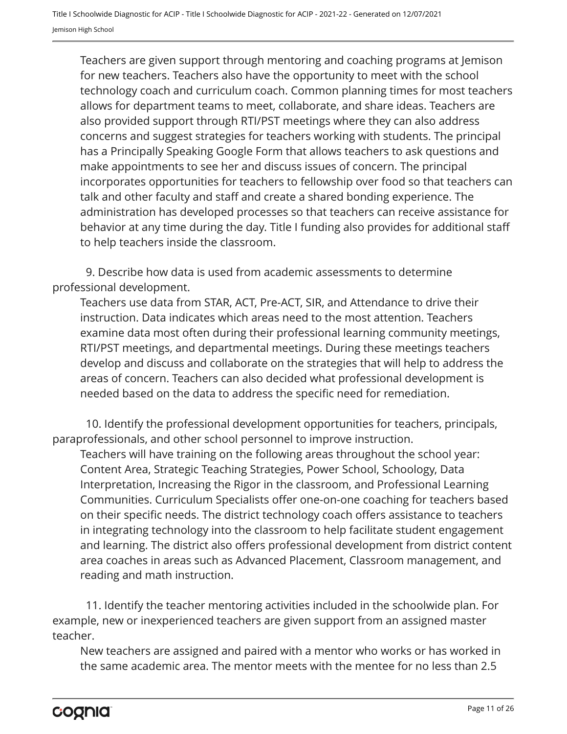Teachers are given support through mentoring and coaching programs at Jemison for new teachers. Teachers also have the opportunity to meet with the school technology coach and curriculum coach. Common planning times for most teachers allows for department teams to meet, collaborate, and share ideas. Teachers are also provided support through RTI/PST meetings where they can also address concerns and suggest strategies for teachers working with students. The principal has a Principally Speaking Google Form that allows teachers to ask questions and make appointments to see her and discuss issues of concern. The principal incorporates opportunities for teachers to fellowship over food so that teachers can talk and other faculty and staff and create a shared bonding experience. The administration has developed processes so that teachers can receive assistance for behavior at any time during the day. Title I funding also provides for additional staff to help teachers inside the classroom.

9. Describe how data is used from academic assessments to determine professional development.

Teachers use data from STAR, ACT, Pre-ACT, SIR, and Attendance to drive their instruction. Data indicates which areas need to the most attention. Teachers examine data most often during their professional learning community meetings, RTI/PST meetings, and departmental meetings. During these meetings teachers develop and discuss and collaborate on the strategies that will help to address the areas of concern. Teachers can also decided what professional development is needed based on the data to address the specific need for remediation.

10. Identify the professional development opportunities for teachers, principals, paraprofessionals, and other school personnel to improve instruction.

Teachers will have training on the following areas throughout the school year: Content Area, Strategic Teaching Strategies, Power School, Schoology, Data Interpretation, Increasing the Rigor in the classroom, and Professional Learning Communities. Curriculum Specialists offer one-on-one coaching for teachers based on their specific needs. The district technology coach offers assistance to teachers in integrating technology into the classroom to help facilitate student engagement and learning. The district also offers professional development from district content area coaches in areas such as Advanced Placement, Classroom management, and reading and math instruction.

11. Identify the teacher mentoring activities included in the schoolwide plan. For example, new or inexperienced teachers are given support from an assigned master teacher.

New teachers are assigned and paired with a mentor who works or has worked in the same academic area. The mentor meets with the mentee for no less than 2.5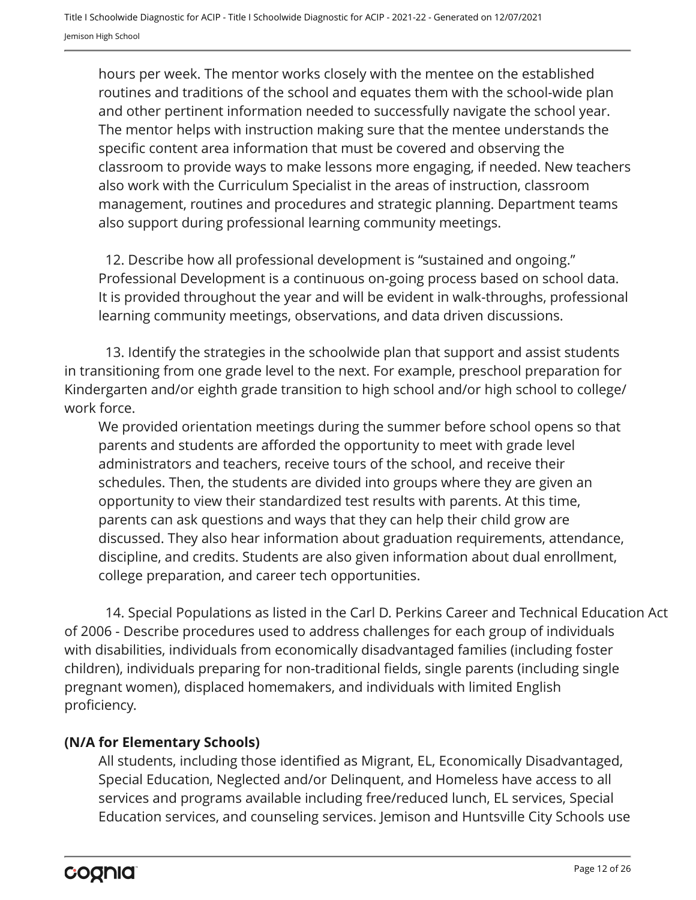hours per week. The mentor works closely with the mentee on the established routines and traditions of the school and equates them with the school-wide plan and other pertinent information needed to successfully navigate the school year. The mentor helps with instruction making sure that the mentee understands the specific content area information that must be covered and observing the classroom to provide ways to make lessons more engaging, if needed. New teachers also work with the Curriculum Specialist in the areas of instruction, classroom management, routines and procedures and strategic planning. Department teams also support during professional learning community meetings.

12. Describe how all professional development is "sustained and ongoing."
Professional Development is a continuous on-going process based on school data. It is provided throughout the year and will be evident in walk-throughs, professional learning community meetings, observations, and data driven discussions.

13. Identify the strategies in the schoolwide plan that support and assist students in transitioning from one grade level to the next. For example, preschool preparation for Kindergarten and/or eighth grade transition to high school and/or high school to college/ work force.

We provided orientation meetings during the summer before school opens so that parents and students are afforded the opportunity to meet with grade level administrators and teachers, receive tours of the school, and receive their schedules. Then, the students are divided into groups where they are given an opportunity to view their standardized test results with parents. At this time, parents can ask questions and ways that they can help their child grow are discussed. They also hear information about graduation requirements, attendance, discipline, and credits. Students are also given information about dual enrollment, college preparation, and career tech opportunities.

14. Special Populations as listed in the Carl D. Perkins Career and Technical Education Act of 2006 - Describe procedures used to address challenges for each group of individuals with disabilities, individuals from economically disadvantaged families (including foster children), individuals preparing for non-traditional fields, single parents (including single pregnant women), displaced homemakers, and individuals with limited English proficiency.

**(N/A for Elementary Schools)**

All students, including those identified as Migrant, EL, Economically Disadvantaged, Special Education, Neglected and/or Delinquent, and Homeless have access to all services and programs available including free/reduced lunch, EL services, Special Education services, and counseling services. Jemison and Huntsville City Schools use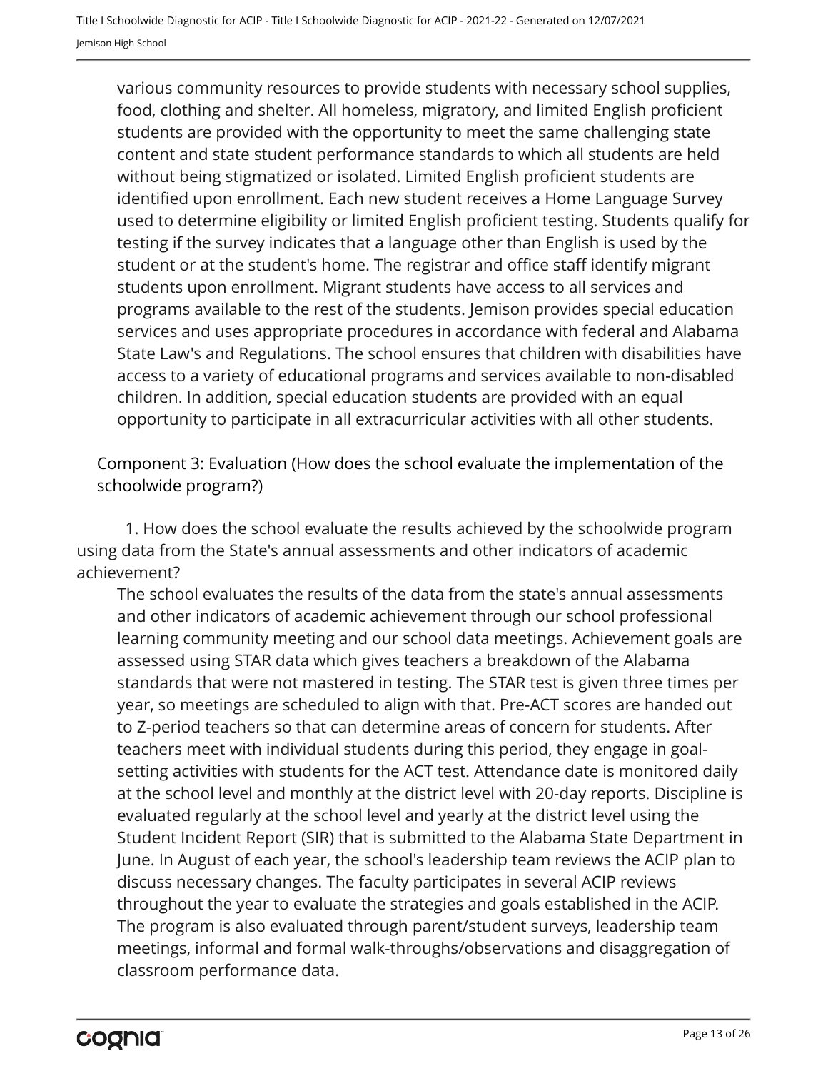various community resources to provide students with necessary school supplies, food, clothing and shelter. All homeless, migratory, and limited English proficient students are provided with the opportunity to meet the same challenging state content and state student performance standards to which all students are held without being stigmatized or isolated. Limited English proficient students are identified upon enrollment. Each new student receives a Home Language Survey used to determine eligibility or limited English proficient testing. Students qualify for testing if the survey indicates that a language other than English is used by the student or at the student's home. The registrar and office staff identify migrant students upon enrollment. Migrant students have access to all services and programs available to the rest of the students. Jemison provides special education services and uses appropriate procedures in accordance with federal and Alabama State Law's and Regulations. The school ensures that children with disabilities have access to a variety of educational programs and services available to non-disabled children. In addition, special education students are provided with an equal opportunity to participate in all extracurricular activities with all other students.

Component 3: Evaluation (How does the school evaluate the implementation of the schoolwide program?)

1. How does the school evaluate the results achieved by the schoolwide program using data from the State's annual assessments and other indicators of academic achievement?

The school evaluates the results of the data from the state's annual assessments and other indicators of academic achievement through our school professional learning community meeting and our school data meetings. Achievement goals are assessed using STAR data which gives teachers a breakdown of the Alabama standards that were not mastered in testing. The STAR test is given three times per year, so meetings are scheduled to align with that. Pre-ACT scores are handed out to Z-period teachers so that can determine areas of concern for students. After teachers meet with individual students during this period, they engage in goal-setting activities with students for the ACT test. Attendance date is monitored daily at the school level and monthly at the district level with 20-day reports. Discipline is evaluated regularly at the school level and yearly at the district level using the Student Incident Report (SIR) that is submitted to the Alabama State Department in June. In August of each year, the school's leadership team reviews the ACIP plan to discuss necessary changes. The faculty participates in several ACIP reviews throughout the year to evaluate the strategies and goals established in the ACIP. The program is also evaluated through parent/student surveys, leadership team meetings, informal and formal walk-throughs/observations and disaggregation of classroom performance data.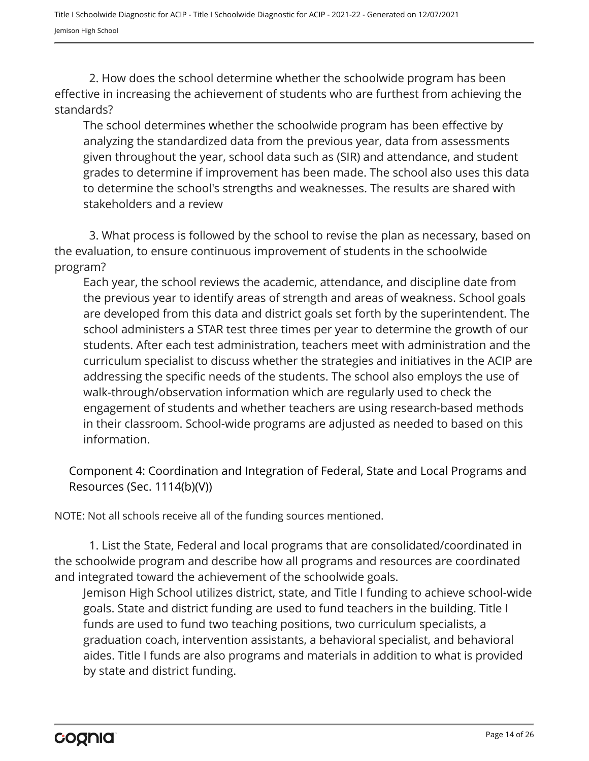2. How does the school determine whether the schoolwide program has been effective in increasing the achievement of students who are furthest from achieving the standards?

The school determines whether the schoolwide program has been effective by analyzing the standardized data from the previous year, data from assessments given throughout the year, school data such as (SIR) and attendance, and student grades to determine if improvement has been made. The school also uses this data to determine the school's strengths and weaknesses. The results are shared with stakeholders and a review

3. What process is followed by the school to revise the plan as necessary, based on the evaluation, to ensure continuous improvement of students in the schoolwide program?

Each year, the school reviews the academic, attendance, and discipline date from the previous year to identify areas of strength and areas of weakness. School goals are developed from this data and district goals set forth by the superintendent. The school administers a STAR test three times per year to determine the growth of our students. After each test administration, teachers meet with administration and the curriculum specialist to discuss whether the strategies and initiatives in the ACIP are addressing the specific needs of the students. The school also employs the use of walk-through/observation information which are regularly used to check the engagement of students and whether teachers are using research-based methods in their classroom. School-wide programs are adjusted as needed to based on this information.

## Component 4: Coordination and Integration of Federal, State and Local Programs and Resources (Sec. 1114(b)(V))

NOTE: Not all schools receive all of the funding sources mentioned.

1. List the State, Federal and local programs that are consolidated/coordinated in the schoolwide program and describe how all programs and resources are coordinated and integrated toward the achievement of the schoolwide goals.

Jemison High School utilizes district, state, and Title I funding to achieve school-wide goals. State and district funding are used to fund teachers in the building. Title I funds are used to fund two teaching positions, two curriculum specialists, a graduation coach, intervention assistants, a behavioral specialist, and behavioral aides. Title I funds are also programs and materials in addition to what is provided by state and district funding.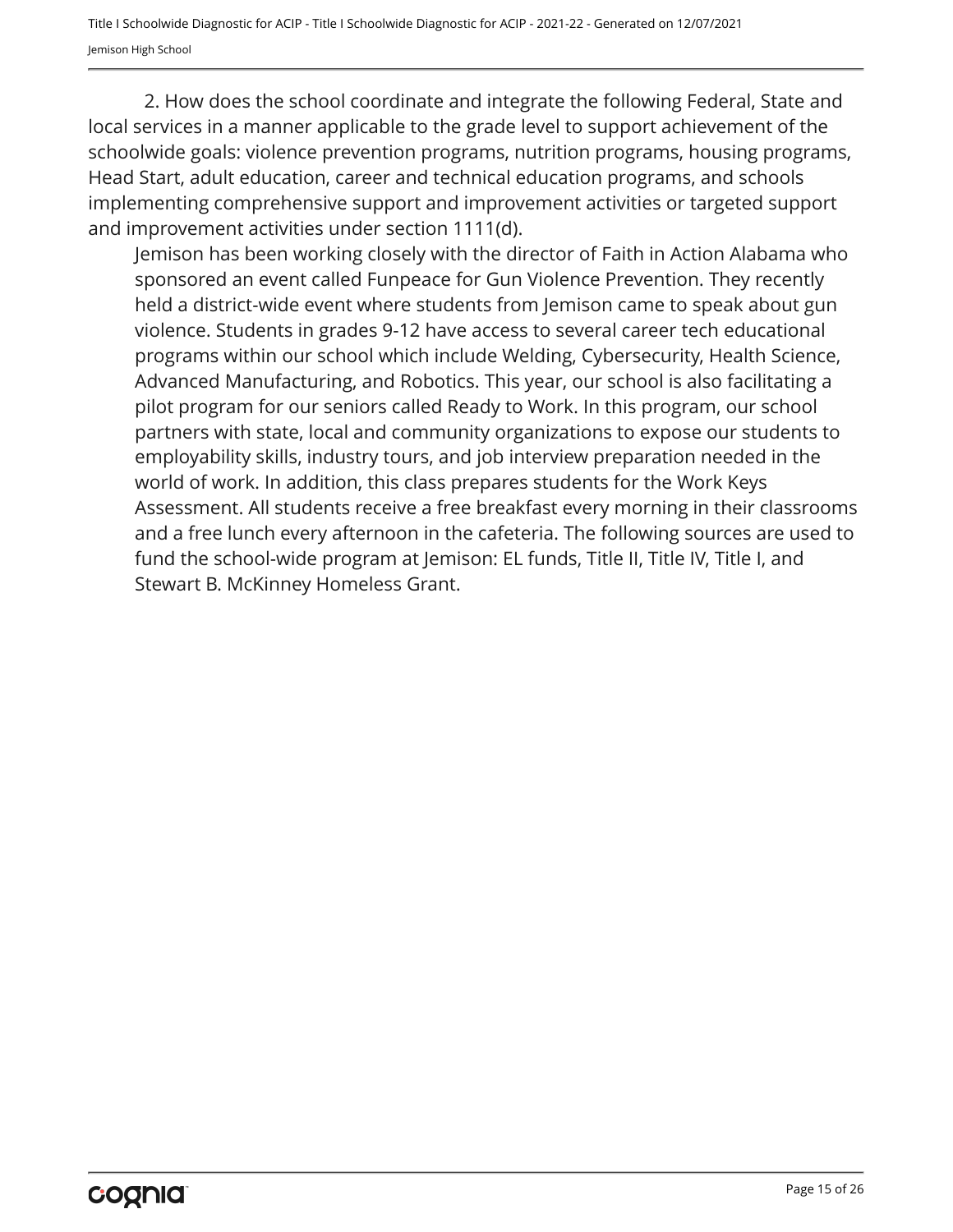2. How does the school coordinate and integrate the following Federal, State and local services in a manner applicable to the grade level to support achievement of the schoolwide goals: violence prevention programs, nutrition programs, housing programs, Head Start, adult education, career and technical education programs, and schools implementing comprehensive support and improvement activities or targeted support and improvement activities under section 1111(d).

Jemison has been working closely with the director of Faith in Action Alabama who sponsored an event called Funpeace for Gun Violence Prevention. They recently held a district-wide event where students from Jemison came to speak about gun violence. Students in grades 9-12 have access to several career tech educational programs within our school which include Welding, Cybersecurity, Health Science, Advanced Manufacturing, and Robotics. This year, our school is also facilitating a pilot program for our seniors called Ready to Work. In this program, our school partners with state, local and community organizations to expose our students to employability skills, industry tours, and job interview preparation needed in the world of work. In addition, this class prepares students for the Work Keys Assessment. All students receive a free breakfast every morning in their classrooms and a free lunch every afternoon in the cafeteria. The following sources are used to fund the school-wide program at Jemison: EL funds, Title II, Title IV, Title I, and Stewart B. McKinney Homeless Grant.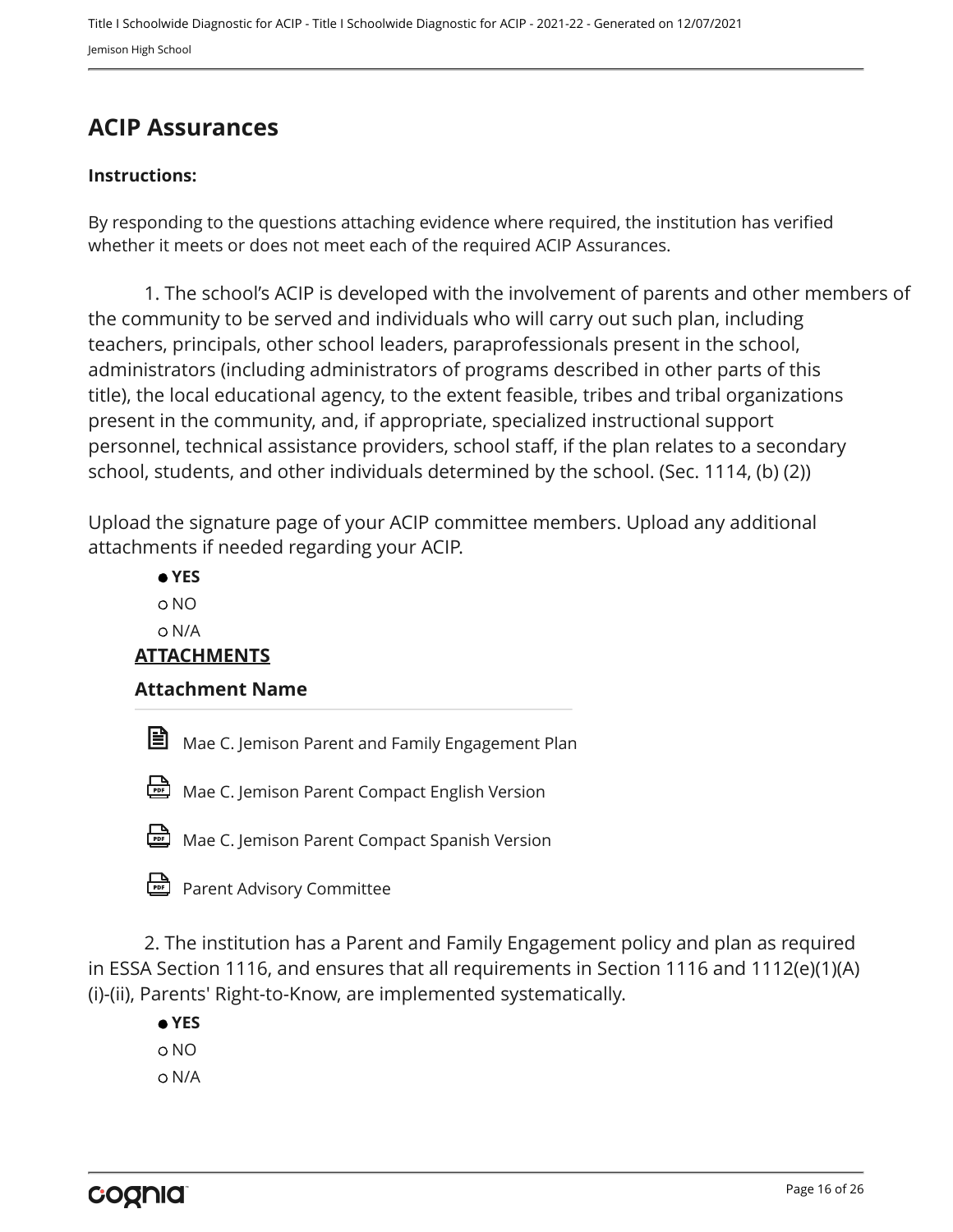## ACIP Assurances

**Instructions:**

By responding to the questions attaching evidence where required, the institution has verified whether it meets or does not meet each of the required ACIP Assurances.

1. The school's ACIP is developed with the involvement of parents and other members of the community to be served and individuals who will carry out such plan, including teachers, principals, other school leaders, paraprofessionals present in the school, administrators (including administrators of programs described in other parts of this title), the local educational agency, to the extent feasible, tribes and tribal organizations present in the community, and, if appropriate, specialized instructional support personnel, technical assistance providers, school staff, if the plan relates to a secondary school, students, and other individuals determined by the school. (Sec. 1114, (b) (2))

Upload the signature page of your ACIP committee members. Upload any additional attachments if needed regarding your ACIP.

- ● **YES**
- ○ NO
- ○ N/A

**ATTACHMENTS**

**Attachment Name**

- Mae C. Jemison Parent and Family Engagement Plan
- Mae C. Jemison Parent Compact English Version
- Mae C. Jemison Parent Compact Spanish Version
- Parent Advisory Committee

2. The institution has a Parent and Family Engagement policy and plan as required in ESSA Section 1116, and ensures that all requirements in Section 1116 and 1112(e)(1)(A)(i)-(ii), Parents' Right-to-Know, are implemented systematically.

- ● **YES**
- ○ NO
- ○ N/A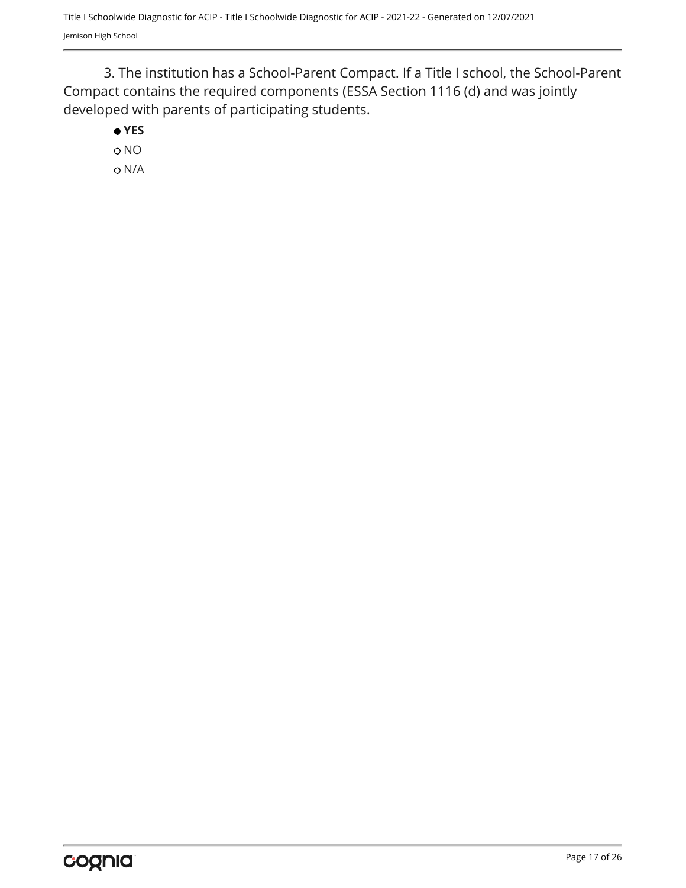3. The institution has a School-Parent Compact. If a Title I school, the School-Parent Compact contains the required components (ESSA Section 1116 (d) and was jointly developed with parents of participating students.

- ● **YES**
- ○ NO
- ○ N/A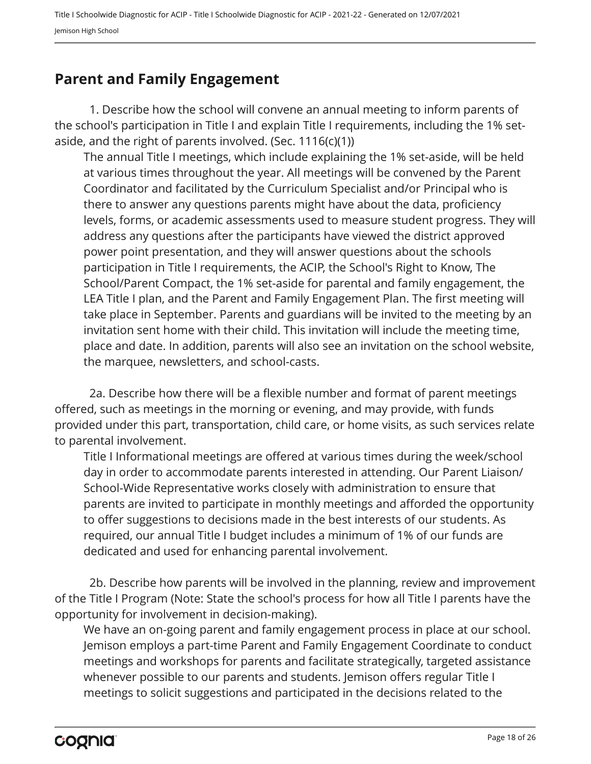## Parent and Family Engagement

1. Describe how the school will convene an annual meeting to inform parents of the school's participation in Title I and explain Title I requirements, including the 1% set-aside, and the right of parents involved. (Sec. 1116(c)(1))

The annual Title I meetings, which include explaining the 1% set-aside, will be held at various times throughout the year. All meetings will be convened by the Parent Coordinator and facilitated by the Curriculum Specialist and/or Principal who is there to answer any questions parents might have about the data, proficiency levels, forms, or academic assessments used to measure student progress. They will address any questions after the participants have viewed the district approved power point presentation, and they will answer questions about the schools participation in Title I requirements, the ACIP, the School's Right to Know, The School/Parent Compact, the 1% set-aside for parental and family engagement, the LEA Title I plan, and the Parent and Family Engagement Plan. The first meeting will take place in September. Parents and guardians will be invited to the meeting by an invitation sent home with their child. This invitation will include the meeting time, place and date. In addition, parents will also see an invitation on the school website, the marquee, newsletters, and school-casts.

2a. Describe how there will be a flexible number and format of parent meetings offered, such as meetings in the morning or evening, and may provide, with funds provided under this part, transportation, child care, or home visits, as such services relate to parental involvement.

Title I Informational meetings are offered at various times during the week/school day in order to accommodate parents interested in attending. Our Parent Liaison/ School-Wide Representative works closely with administration to ensure that parents are invited to participate in monthly meetings and afforded the opportunity to offer suggestions to decisions made in the best interests of our students. As required, our annual Title I budget includes a minimum of 1% of our funds are dedicated and used for enhancing parental involvement.

2b. Describe how parents will be involved in the planning, review and improvement of the Title I Program (Note: State the school's process for how all Title I parents have the opportunity for involvement in decision-making).

We have an on-going parent and family engagement process in place at our school. Jemison employs a part-time Parent and Family Engagement Coordinate to conduct meetings and workshops for parents and facilitate strategically, targeted assistance whenever possible to our parents and students. Jemison offers regular Title I meetings to solicit suggestions and participated in the decisions related to the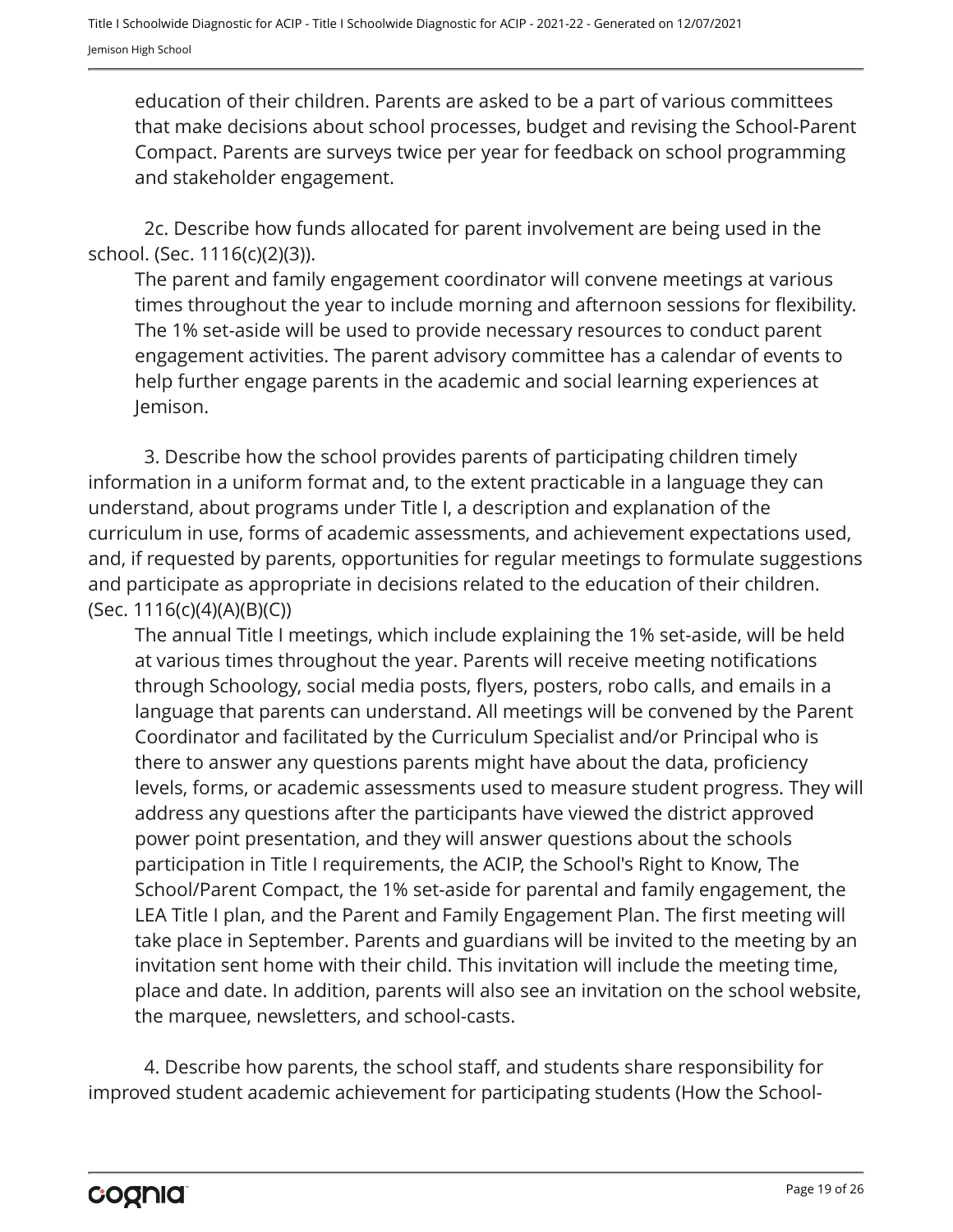education of their children. Parents are asked to be a part of various committees that make decisions about school processes, budget and revising the School-Parent Compact. Parents are surveys twice per year for feedback on school programming and stakeholder engagement.

2c. Describe how funds allocated for parent involvement are being used in the school. (Sec. 1116(c)(2)(3)).

The parent and family engagement coordinator will convene meetings at various times throughout the year to include morning and afternoon sessions for flexibility. The 1% set-aside will be used to provide necessary resources to conduct parent engagement activities. The parent advisory committee has a calendar of events to help further engage parents in the academic and social learning experiences at Jemison.

3. Describe how the school provides parents of participating children timely information in a uniform format and, to the extent practicable in a language they can understand, about programs under Title I, a description and explanation of the curriculum in use, forms of academic assessments, and achievement expectations used, and, if requested by parents, opportunities for regular meetings to formulate suggestions and participate as appropriate in decisions related to the education of their children. (Sec. 1116(c)(4)(A)(B)(C))

The annual Title I meetings, which include explaining the 1% set-aside, will be held at various times throughout the year. Parents will receive meeting notifications through Schoology, social media posts, flyers, posters, robo calls, and emails in a language that parents can understand. All meetings will be convened by the Parent Coordinator and facilitated by the Curriculum Specialist and/or Principal who is there to answer any questions parents might have about the data, proficiency levels, forms, or academic assessments used to measure student progress. They will address any questions after the participants have viewed the district approved power point presentation, and they will answer questions about the schools participation in Title I requirements, the ACIP, the School's Right to Know, The School/Parent Compact, the 1% set-aside for parental and family engagement, the LEA Title I plan, and the Parent and Family Engagement Plan. The first meeting will take place in September. Parents and guardians will be invited to the meeting by an invitation sent home with their child. This invitation will include the meeting time, place and date. In addition, parents will also see an invitation on the school website, the marquee, newsletters, and school-casts.

4. Describe how parents, the school staff, and students share responsibility for improved student academic achievement for participating students (How the School-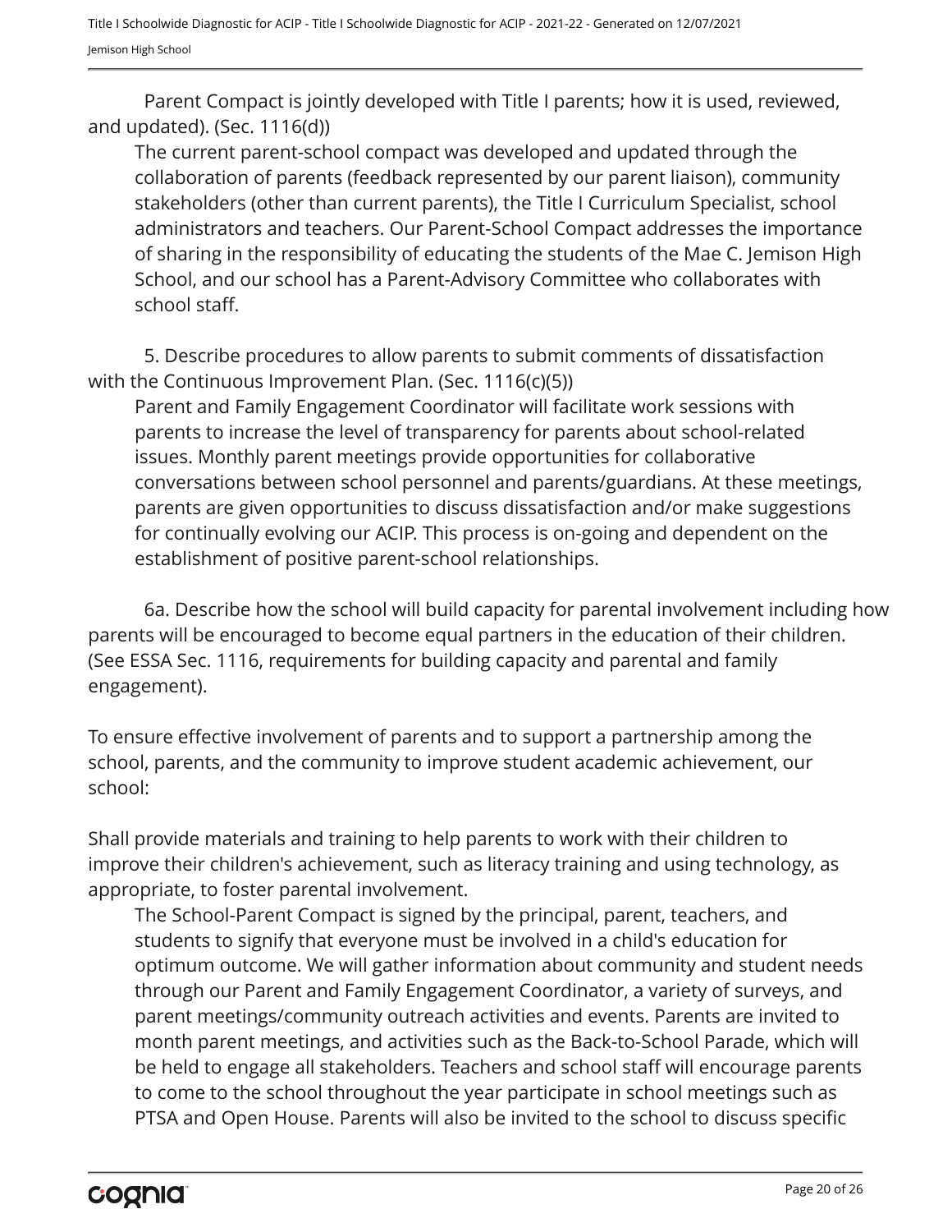Parent Compact is jointly developed with Title I parents; how it is used, reviewed, and updated). (Sec. 1116(d))

The current parent-school compact was developed and updated through the collaboration of parents (feedback represented by our parent liaison), community stakeholders (other than current parents), the Title I Curriculum Specialist, school administrators and teachers. Our Parent-School Compact addresses the importance of sharing in the responsibility of educating the students of the Mae C. Jemison High School, and our school has a Parent-Advisory Committee who collaborates with school staff.

5. Describe procedures to allow parents to submit comments of dissatisfaction with the Continuous Improvement Plan. (Sec. 1116(c)(5))

Parent and Family Engagement Coordinator will facilitate work sessions with parents to increase the level of transparency for parents about school-related issues. Monthly parent meetings provide opportunities for collaborative conversations between school personnel and parents/guardians. At these meetings, parents are given opportunities to discuss dissatisfaction and/or make suggestions for continually evolving our ACIP. This process is on-going and dependent on the establishment of positive parent-school relationships.

6a. Describe how the school will build capacity for parental involvement including how parents will be encouraged to become equal partners in the education of their children. (See ESSA Sec. 1116, requirements for building capacity and parental and family engagement).

To ensure effective involvement of parents and to support a partnership among the school, parents, and the community to improve student academic achievement, our school:

Shall provide materials and training to help parents to work with their children to improve their children's achievement, such as literacy training and using technology, as appropriate, to foster parental involvement.

The School-Parent Compact is signed by the principal, parent, teachers, and students to signify that everyone must be involved in a child's education for optimum outcome. We will gather information about community and student needs through our Parent and Family Engagement Coordinator, a variety of surveys, and parent meetings/community outreach activities and events. Parents are invited to month parent meetings, and activities such as the Back-to-School Parade, which will be held to engage all stakeholders. Teachers and school staff will encourage parents to come to the school throughout the year participate in school meetings such as PTSA and Open House. Parents will also be invited to the school to discuss specific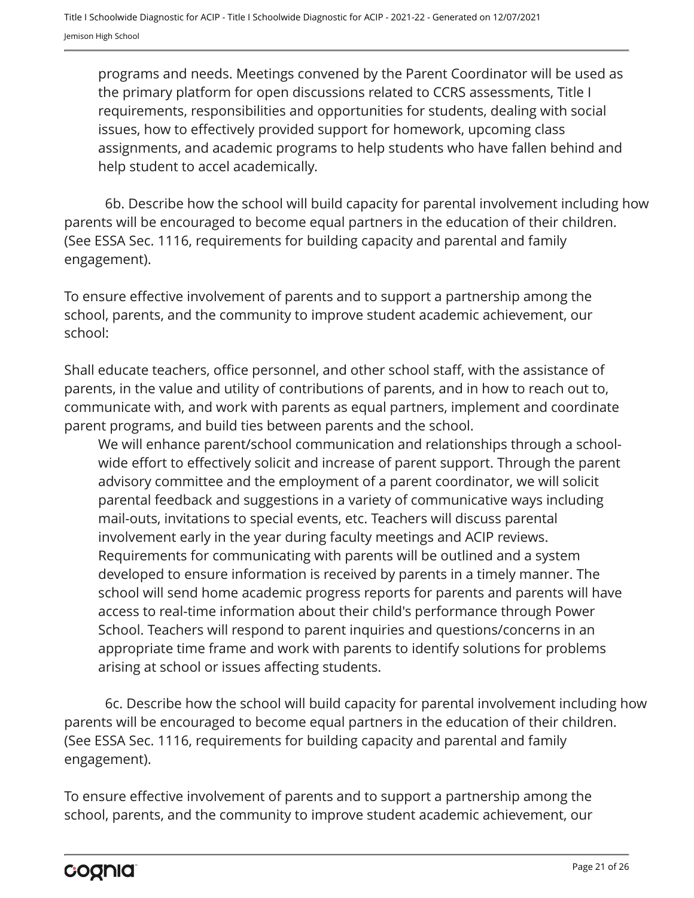programs and needs. Meetings convened by the Parent Coordinator will be used as the primary platform for open discussions related to CCRS assessments, Title I requirements, responsibilities and opportunities for students, dealing with social issues, how to effectively provided support for homework, upcoming class assignments, and academic programs to help students who have fallen behind and help student to accel academically.

6b. Describe how the school will build capacity for parental involvement including how parents will be encouraged to become equal partners in the education of their children. (See ESSA Sec. 1116, requirements for building capacity and parental and family engagement).

To ensure effective involvement of parents and to support a partnership among the school, parents, and the community to improve student academic achievement, our school:

Shall educate teachers, office personnel, and other school staff, with the assistance of parents, in the value and utility of contributions of parents, and in how to reach out to, communicate with, and work with parents as equal partners, implement and coordinate parent programs, and build ties between parents and the school.

We will enhance parent/school communication and relationships through a school-wide effort to effectively solicit and increase of parent support. Through the parent advisory committee and the employment of a parent coordinator, we will solicit parental feedback and suggestions in a variety of communicative ways including mail-outs, invitations to special events, etc. Teachers will discuss parental involvement early in the year during faculty meetings and ACIP reviews. Requirements for communicating with parents will be outlined and a system developed to ensure information is received by parents in a timely manner. The school will send home academic progress reports for parents and parents will have access to real-time information about their child's performance through Power School. Teachers will respond to parent inquiries and questions/concerns in an appropriate time frame and work with parents to identify solutions for problems arising at school or issues affecting students.

6c. Describe how the school will build capacity for parental involvement including how parents will be encouraged to become equal partners in the education of their children. (See ESSA Sec. 1116, requirements for building capacity and parental and family engagement).

To ensure effective involvement of parents and to support a partnership among the school, parents, and the community to improve student academic achievement, our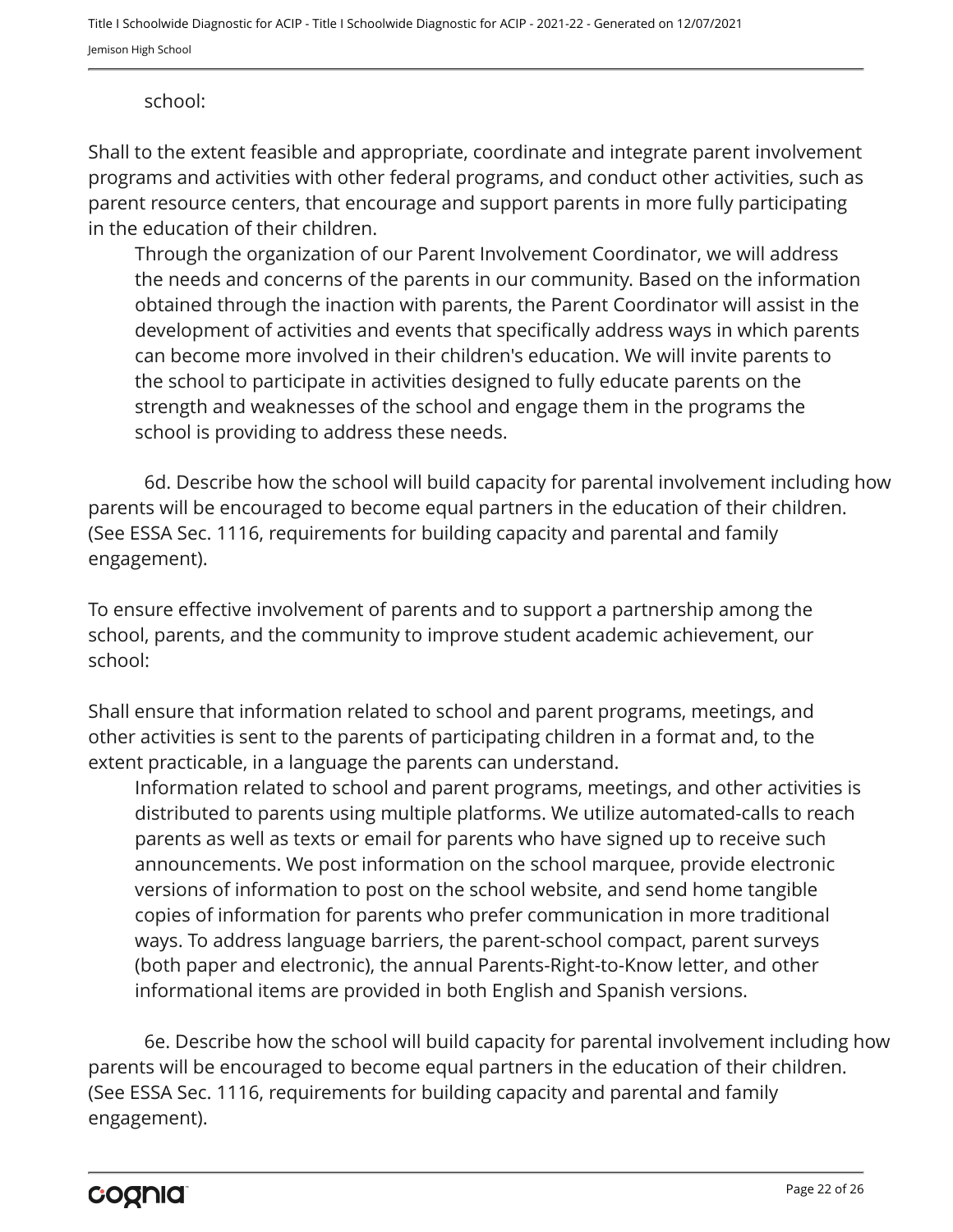school:

Shall to the extent feasible and appropriate, coordinate and integrate parent involvement programs and activities with other federal programs, and conduct other activities, such as parent resource centers, that encourage and support parents in more fully participating in the education of their children.

> Through the organization of our Parent Involvement Coordinator, we will address the needs and concerns of the parents in our community. Based on the information obtained through the inaction with parents, the Parent Coordinator will assist in the development of activities and events that specifically address ways in which parents can become more involved in their children's education. We will invite parents to the school to participate in activities designed to fully educate parents on the strength and weaknesses of the school and engage them in the programs the school is providing to address these needs.

6d. Describe how the school will build capacity for parental involvement including how parents will be encouraged to become equal partners in the education of their children. (See ESSA Sec. 1116, requirements for building capacity and parental and family engagement).

To ensure effective involvement of parents and to support a partnership among the school, parents, and the community to improve student academic achievement, our school:

Shall ensure that information related to school and parent programs, meetings, and other activities is sent to the parents of participating children in a format and, to the extent practicable, in a language the parents can understand.

> Information related to school and parent programs, meetings, and other activities is distributed to parents using multiple platforms. We utilize automated-calls to reach parents as well as texts or email for parents who have signed up to receive such announcements. We post information on the school marquee, provide electronic versions of information to post on the school website, and send home tangible copies of information for parents who prefer communication in more traditional ways. To address language barriers, the parent-school compact, parent surveys (both paper and electronic), the annual Parents-Right-to-Know letter, and other informational items are provided in both English and Spanish versions.

6e. Describe how the school will build capacity for parental involvement including how parents will be encouraged to become equal partners in the education of their children. (See ESSA Sec. 1116, requirements for building capacity and parental and family engagement).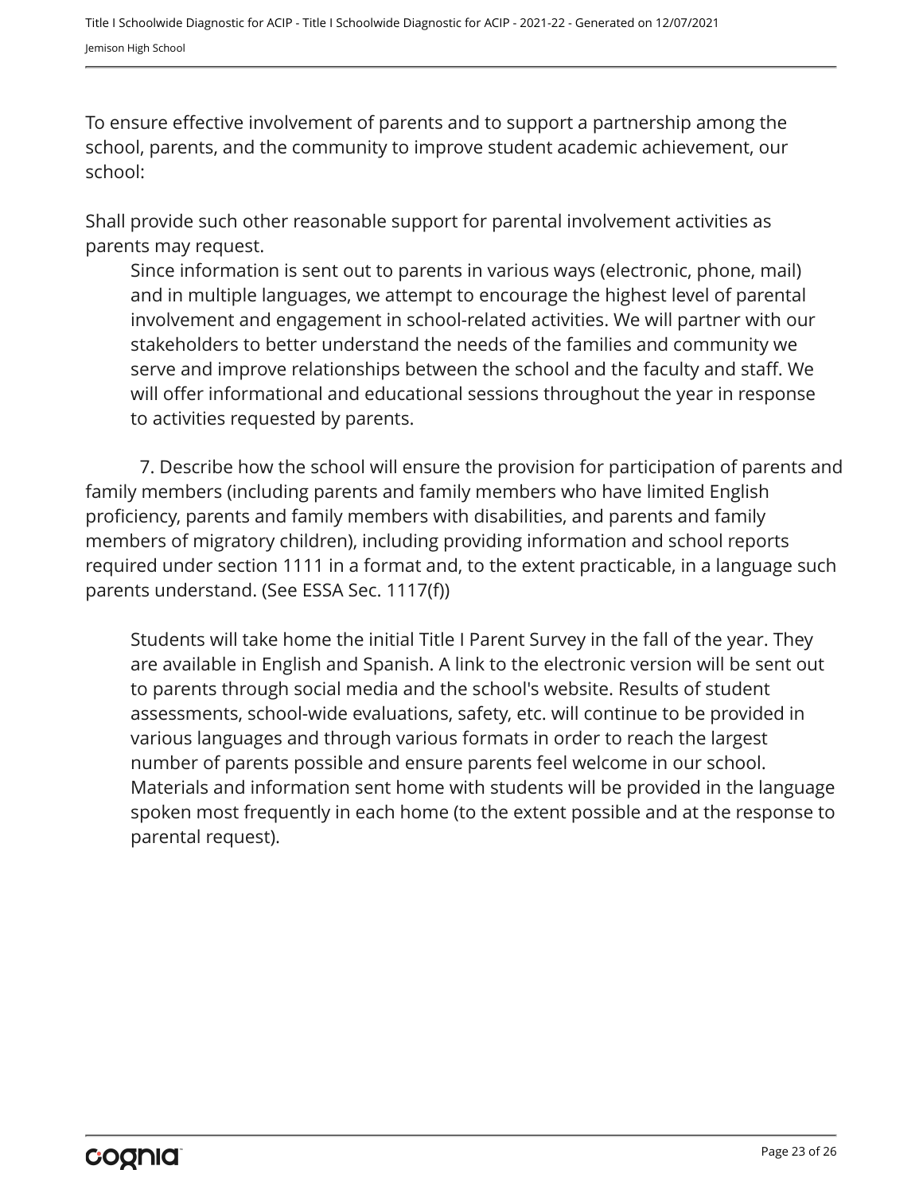To ensure effective involvement of parents and to support a partnership among the school, parents, and the community to improve student academic achievement, our school:

Shall provide such other reasonable support for parental involvement activities as parents may request.

> Since information is sent out to parents in various ways (electronic, phone, mail) and in multiple languages, we attempt to encourage the highest level of parental involvement and engagement in school-related activities. We will partner with our stakeholders to better understand the needs of the families and community we serve and improve relationships between the school and the faculty and staff. We will offer informational and educational sessions throughout the year in response to activities requested by parents.

7. Describe how the school will ensure the provision for participation of parents and family members (including parents and family members who have limited English proficiency, parents and family members with disabilities, and parents and family members of migratory children), including providing information and school reports required under section 1111 in a format and, to the extent practicable, in a language such parents understand. (See ESSA Sec. 1117(f))

> Students will take home the initial Title I Parent Survey in the fall of the year. They are available in English and Spanish. A link to the electronic version will be sent out to parents through social media and the school's website. Results of student assessments, school-wide evaluations, safety, etc. will continue to be provided in various languages and through various formats in order to reach the largest number of parents possible and ensure parents feel welcome in our school. Materials and information sent home with students will be provided in the language spoken most frequently in each home (to the extent possible and at the response to parental request).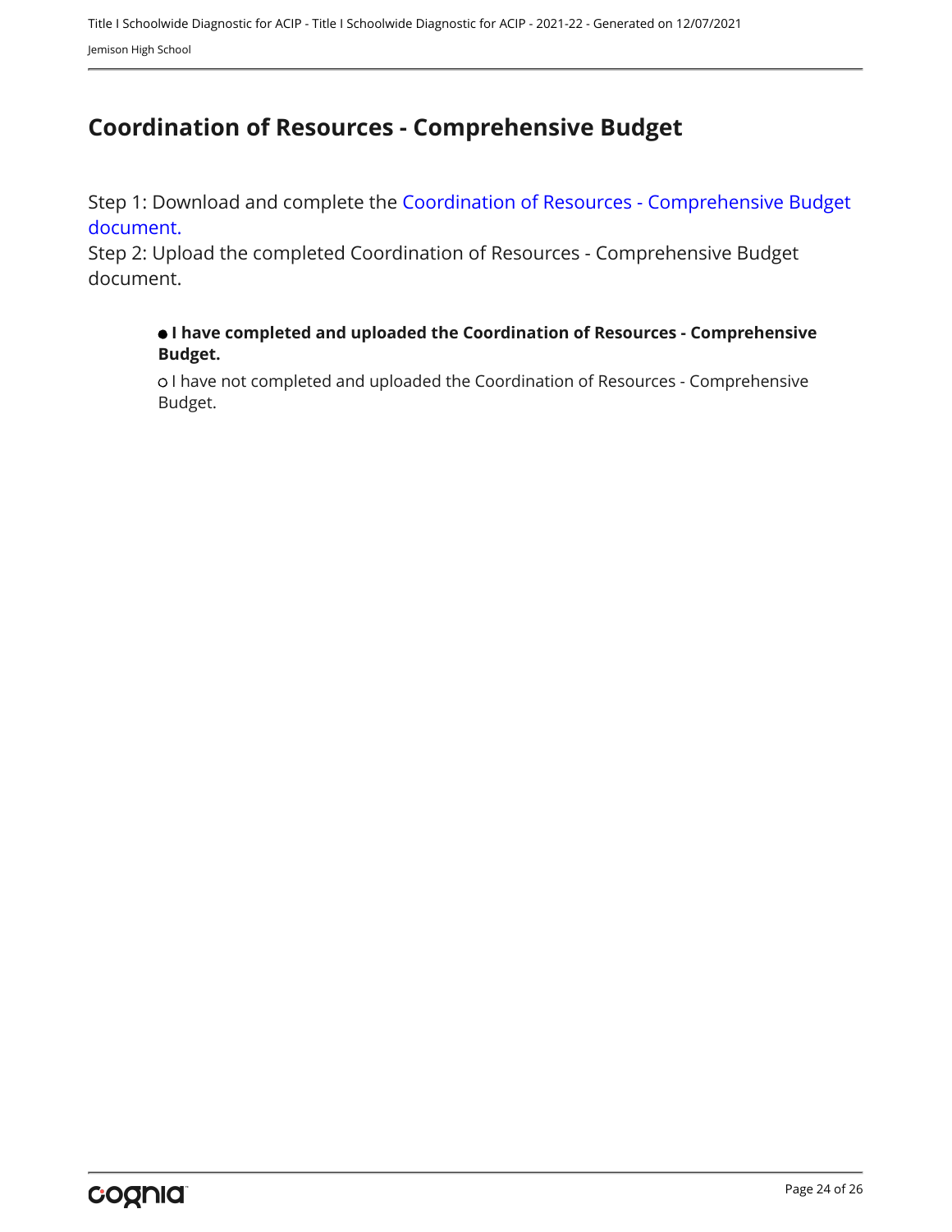## Coordination of Resources - Comprehensive Budget

Step 1: Download and complete the Coordination of Resources - Comprehensive Budget document.
Step 2: Upload the completed Coordination of Resources - Comprehensive Budget document.

● **I have completed and uploaded the Coordination of Resources - Comprehensive Budget.**

○ I have not completed and uploaded the Coordination of Resources - Comprehensive Budget.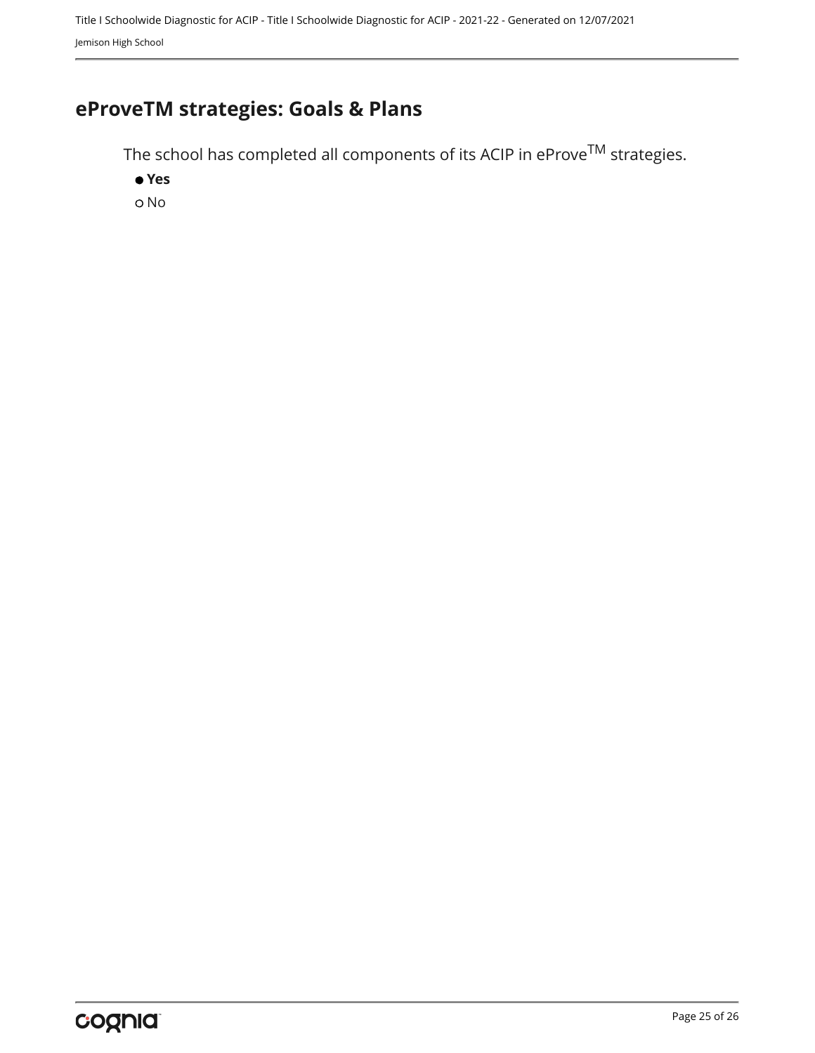## eProveTM strategies: Goals & Plans

The school has completed all components of its ACIP in eProve[TM] strategies.

- ● **Yes**
- ○ No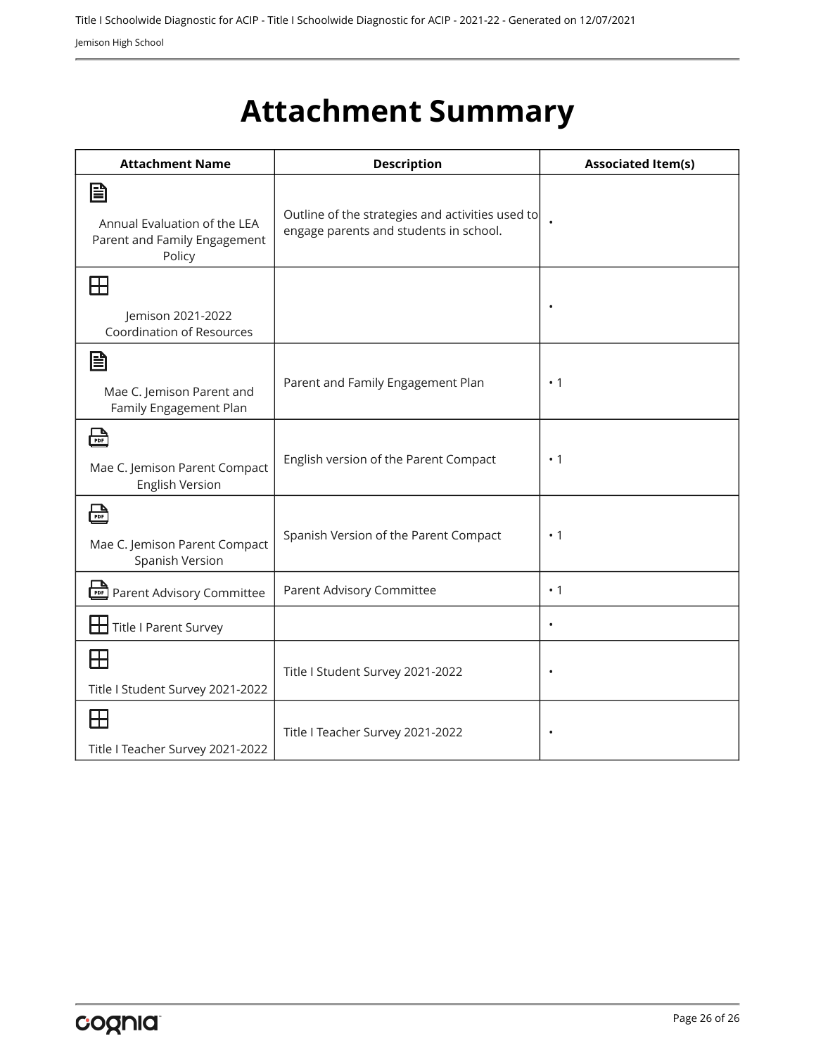# Attachment Summary

| Attachment Name | Description | Associated Item(s) |
| --- | --- | --- |
| Annual Evaluation of the LEA Parent and Family Engagement Policy | Outline of the strategies and activities used to engage parents and students in school. | • |
| Jemison 2021-2022 Coordination of Resources | | • |
| Mae C. Jemison Parent and Family Engagement Plan | Parent and Family Engagement Plan | • 1 |
| Mae C. Jemison Parent Compact English Version | English version of the Parent Compact | • 1 |
| Mae C. Jemison Parent Compact Spanish Version | Spanish Version of the Parent Compact | • 1 |
| Parent Advisory Committee | Parent Advisory Committee | • 1 |
| Title I Parent Survey | | • |
| Title I Student Survey 2021-2022 | Title I Student Survey 2021-2022 | • |
| Title I Teacher Survey 2021-2022 | Title I Teacher Survey 2021-2022 | • |